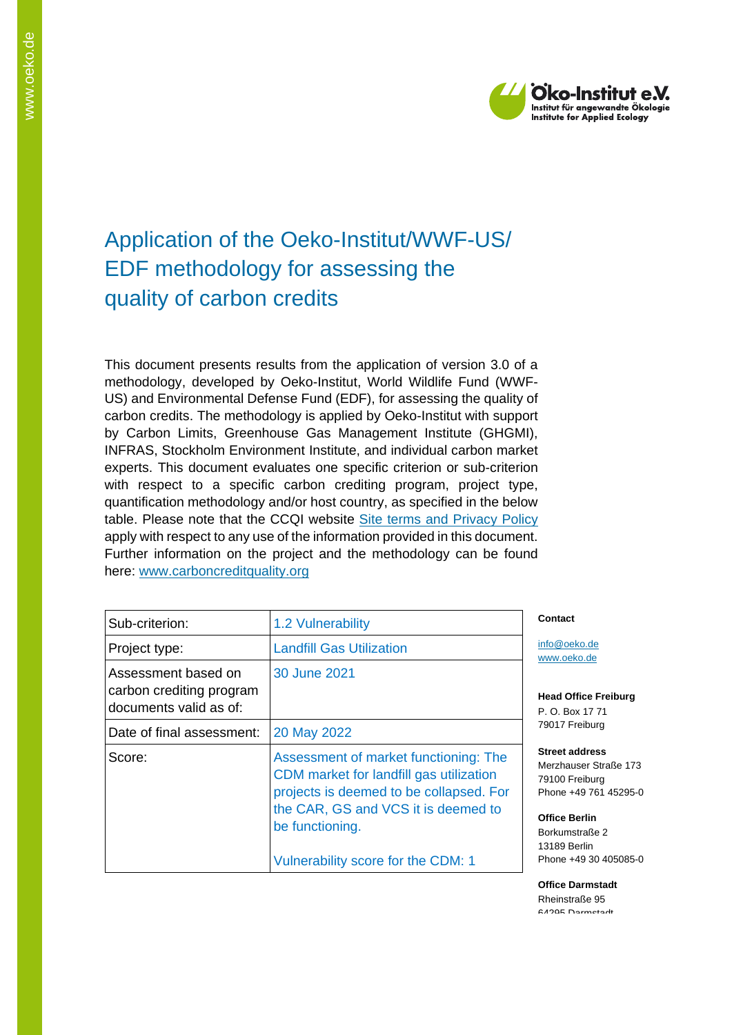Öko-Institut e.V.
Institut für angewandte Ökologie
Institute for Applied Ecology

# Application of the Oeko-Institut/WWF-US/ EDF methodology for assessing the quality of carbon credits

This document presents results from the application of version 3.0 of a methodology, developed by Oeko-Institut, World Wildlife Fund (WWF-US) and Environmental Defense Fund (EDF), for assessing the quality of carbon credits. The methodology is applied by Oeko-Institut with support by Carbon Limits, Greenhouse Gas Management Institute (GHGMI), INFRAS, Stockholm Environment Institute, and individual carbon market experts. This document evaluates one specific criterion or sub-criterion with respect to a specific carbon crediting program, project type, quantification methodology and/or host country, as specified in the below table. Please note that the CCQI website [Site terms and Privacy Policy](Site terms and Privacy Policy) apply with respect to any use of the information provided in this document. Further information on the project and the methodology can be found here: [www.carboncreditquality.org](www.carboncreditquality.org)

| Sub-criterion: | 1.2 Vulnerability |
|---|---|
| Project type: | Landfill Gas Utilization |
| Assessment based on carbon crediting program documents valid as of: | 30 June 2021 |
| Date of final assessment: | 20 May 2022 |
| Score: | Assessment of market functioning: The CDM market for landfill gas utilization projects is deemed to be collapsed. For the CAR, GS and VCS it is deemed to be functioning.<br><br>Vulnerability score for the CDM: 1 |

**Contact**

info@oeko.de
www.oeko.de

**Head Office Freiburg**
P. O. Box 17 71
79017 Freiburg

**Street address**
Merzhauser Straße 173
79100 Freiburg
Phone +49 761 45295-0

**Office Berlin**
Borkumstraße 2
13189 Berlin
Phone +49 30 405085-0

**Office Darmstadt**
Rheinstraße 95
64295 Darmstadt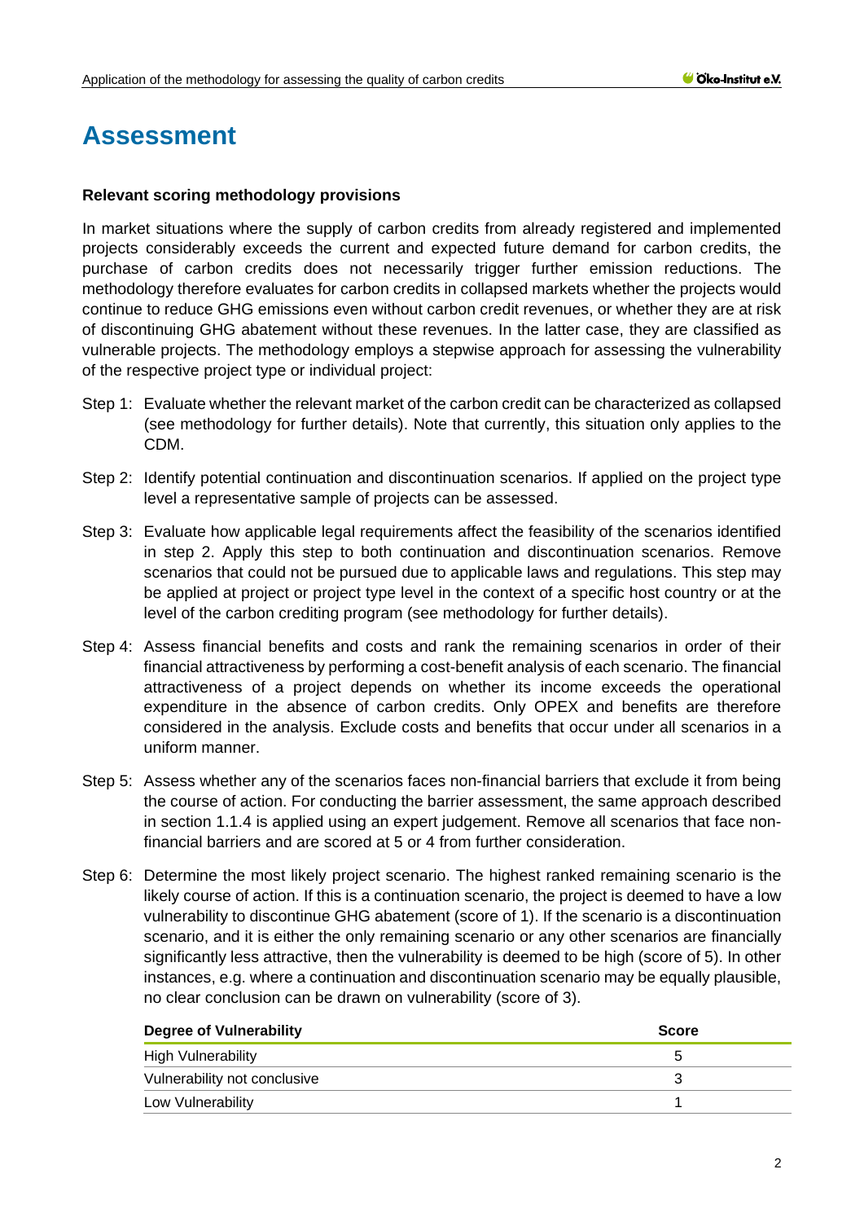# Assessment

**Relevant scoring methodology provisions**

In market situations where the supply of carbon credits from already registered and implemented projects considerably exceeds the current and expected future demand for carbon credits, the purchase of carbon credits does not necessarily trigger further emission reductions. The methodology therefore evaluates for carbon credits in collapsed markets whether the projects would continue to reduce GHG emissions even without carbon credit revenues, or whether they are at risk of discontinuing GHG abatement without these revenues. In the latter case, they are classified as vulnerable projects. The methodology employs a stepwise approach for assessing the vulnerability of the respective project type or individual project:

Step 1: Evaluate whether the relevant market of the carbon credit can be characterized as collapsed (see methodology for further details). Note that currently, this situation only applies to the CDM.

Step 2: Identify potential continuation and discontinuation scenarios. If applied on the project type level a representative sample of projects can be assessed.

Step 3: Evaluate how applicable legal requirements affect the feasibility of the scenarios identified in step 2. Apply this step to both continuation and discontinuation scenarios. Remove scenarios that could not be pursued due to applicable laws and regulations. This step may be applied at project or project type level in the context of a specific host country or at the level of the carbon crediting program (see methodology for further details).

Step 4: Assess financial benefits and costs and rank the remaining scenarios in order of their financial attractiveness by performing a cost-benefit analysis of each scenario. The financial attractiveness of a project depends on whether its income exceeds the operational expenditure in the absence of carbon credits. Only OPEX and benefits are therefore considered in the analysis. Exclude costs and benefits that occur under all scenarios in a uniform manner.

Step 5: Assess whether any of the scenarios faces non-financial barriers that exclude it from being the course of action. For conducting the barrier assessment, the same approach described in section 1.1.4 is applied using an expert judgement. Remove all scenarios that face non-financial barriers and are scored at 5 or 4 from further consideration.

Step 6: Determine the most likely project scenario. The highest ranked remaining scenario is the likely course of action. If this is a continuation scenario, the project is deemed to have a low vulnerability to discontinue GHG abatement (score of 1). If the scenario is a discontinuation scenario, and it is either the only remaining scenario or any other scenarios are financially significantly less attractive, then the vulnerability is deemed to be high (score of 5). In other instances, e.g. where a continuation and discontinuation scenario may be equally plausible, no clear conclusion can be drawn on vulnerability (score of 3).

| Degree of Vulnerability | Score |
|---|---|
| High Vulnerability | 5 |
| Vulnerability not conclusive | 3 |
| Low Vulnerability | 1 |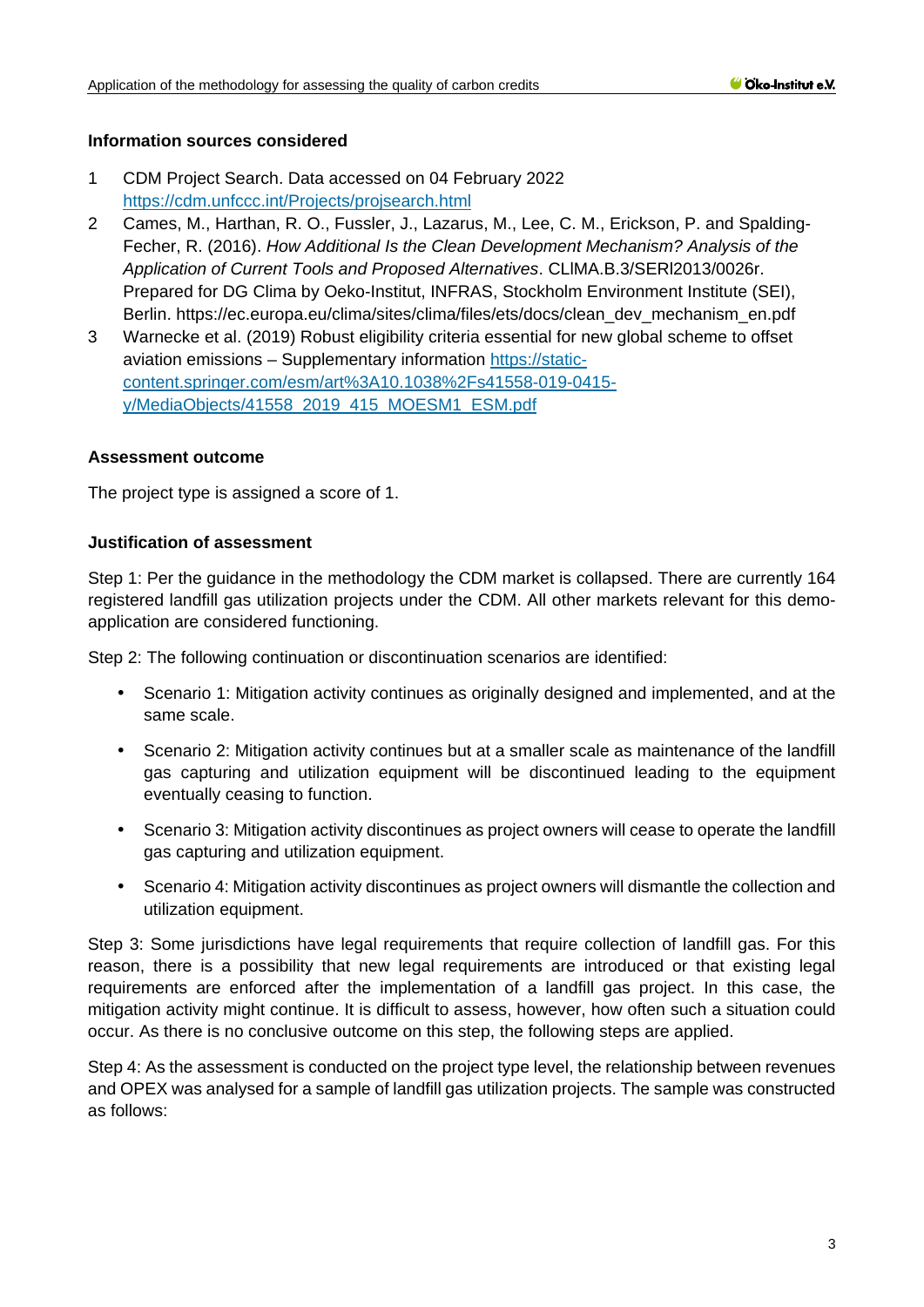### Information sources considered

1. CDM Project Search. Data accessed on 04 February 2022 [https://cdm.unfccc.int/Projects/projsearch.html](https://cdm.unfccc.int/Projects/projsearch.html)
2. Cames, M., Harthan, R. O., Fussler, J., Lazarus, M., Lee, C. M., Erickson, P. and Spalding-Fecher, R. (2016). *How Additional Is the Clean Development Mechanism? Analysis of the Application of Current Tools and Proposed Alternatives*. CLIMA.B.3/SERI2013/0026r. Prepared for DG Clima by Oeko-Institut, INFRAS, Stockholm Environment Institute (SEI), Berlin. https://ec.europa.eu/clima/sites/clima/files/ets/docs/clean_dev_mechanism_en.pdf
3. Warnecke et al. (2019) Robust eligibility criteria essential for new global scheme to offset aviation emissions – Supplementary information [https://static-content.springer.com/esm/art%3A10.1038%2Fs41558-019-0415-y/MediaObjects/41558_2019_415_MOESM1_ESM.pdf](https://static-content.springer.com/esm/art%3A10.1038%2Fs41558-019-0415-y/MediaObjects/41558_2019_415_MOESM1_ESM.pdf)

### Assessment outcome

The project type is assigned a score of 1.

### Justification of assessment

Step 1: Per the guidance in the methodology the CDM market is collapsed. There are currently 164 registered landfill gas utilization projects under the CDM. All other markets relevant for this demo-application are considered functioning.

Step 2: The following continuation or discontinuation scenarios are identified:

- Scenario 1: Mitigation activity continues as originally designed and implemented, and at the same scale.
- Scenario 2: Mitigation activity continues but at a smaller scale as maintenance of the landfill gas capturing and utilization equipment will be discontinued leading to the equipment eventually ceasing to function.
- Scenario 3: Mitigation activity discontinues as project owners will cease to operate the landfill gas capturing and utilization equipment.
- Scenario 4: Mitigation activity discontinues as project owners will dismantle the collection and utilization equipment.

Step 3: Some jurisdictions have legal requirements that require collection of landfill gas. For this reason, there is a possibility that new legal requirements are introduced or that existing legal requirements are enforced after the implementation of a landfill gas project. In this case, the mitigation activity might continue. It is difficult to assess, however, how often such a situation could occur. As there is no conclusive outcome on this step, the following steps are applied.

Step 4: As the assessment is conducted on the project type level, the relationship between revenues and OPEX was analysed for a sample of landfill gas utilization projects. The sample was constructed as follows: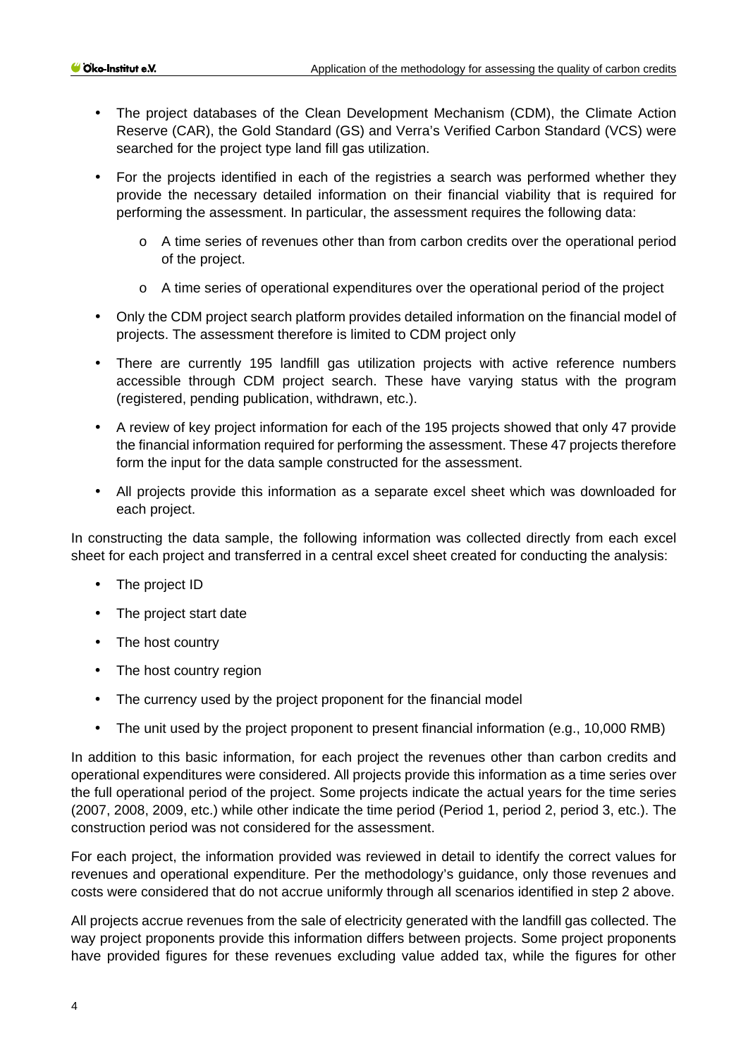- The project databases of the Clean Development Mechanism (CDM), the Climate Action Reserve (CAR), the Gold Standard (GS) and Verra's Verified Carbon Standard (VCS) were searched for the project type land fill gas utilization.
- For the projects identified in each of the registries a search was performed whether they provide the necessary detailed information on their financial viability that is required for performing the assessment. In particular, the assessment requires the following data:
    - A time series of revenues other than from carbon credits over the operational period of the project.
    - A time series of operational expenditures over the operational period of the project
- Only the CDM project search platform provides detailed information on the financial model of projects. The assessment therefore is limited to CDM project only
- There are currently 195 landfill gas utilization projects with active reference numbers accessible through CDM project search. These have varying status with the program (registered, pending publication, withdrawn, etc.).
- A review of key project information for each of the 195 projects showed that only 47 provide the financial information required for performing the assessment. These 47 projects therefore form the input for the data sample constructed for the assessment.
- All projects provide this information as a separate excel sheet which was downloaded for each project.

In constructing the data sample, the following information was collected directly from each excel sheet for each project and transferred in a central excel sheet created for conducting the analysis:

- The project ID
- The project start date
- The host country
- The host country region
- The currency used by the project proponent for the financial model
- The unit used by the project proponent to present financial information (e.g., 10,000 RMB)

In addition to this basic information, for each project the revenues other than carbon credits and operational expenditures were considered. All projects provide this information as a time series over the full operational period of the project. Some projects indicate the actual years for the time series (2007, 2008, 2009, etc.) while other indicate the time period (Period 1, period 2, period 3, etc.). The construction period was not considered for the assessment.

For each project, the information provided was reviewed in detail to identify the correct values for revenues and operational expenditure. Per the methodology's guidance, only those revenues and costs were considered that do not accrue uniformly through all scenarios identified in step 2 above.

All projects accrue revenues from the sale of electricity generated with the landfill gas collected. The way project proponents provide this information differs between projects. Some project proponents have provided figures for these revenues excluding value added tax, while the figures for other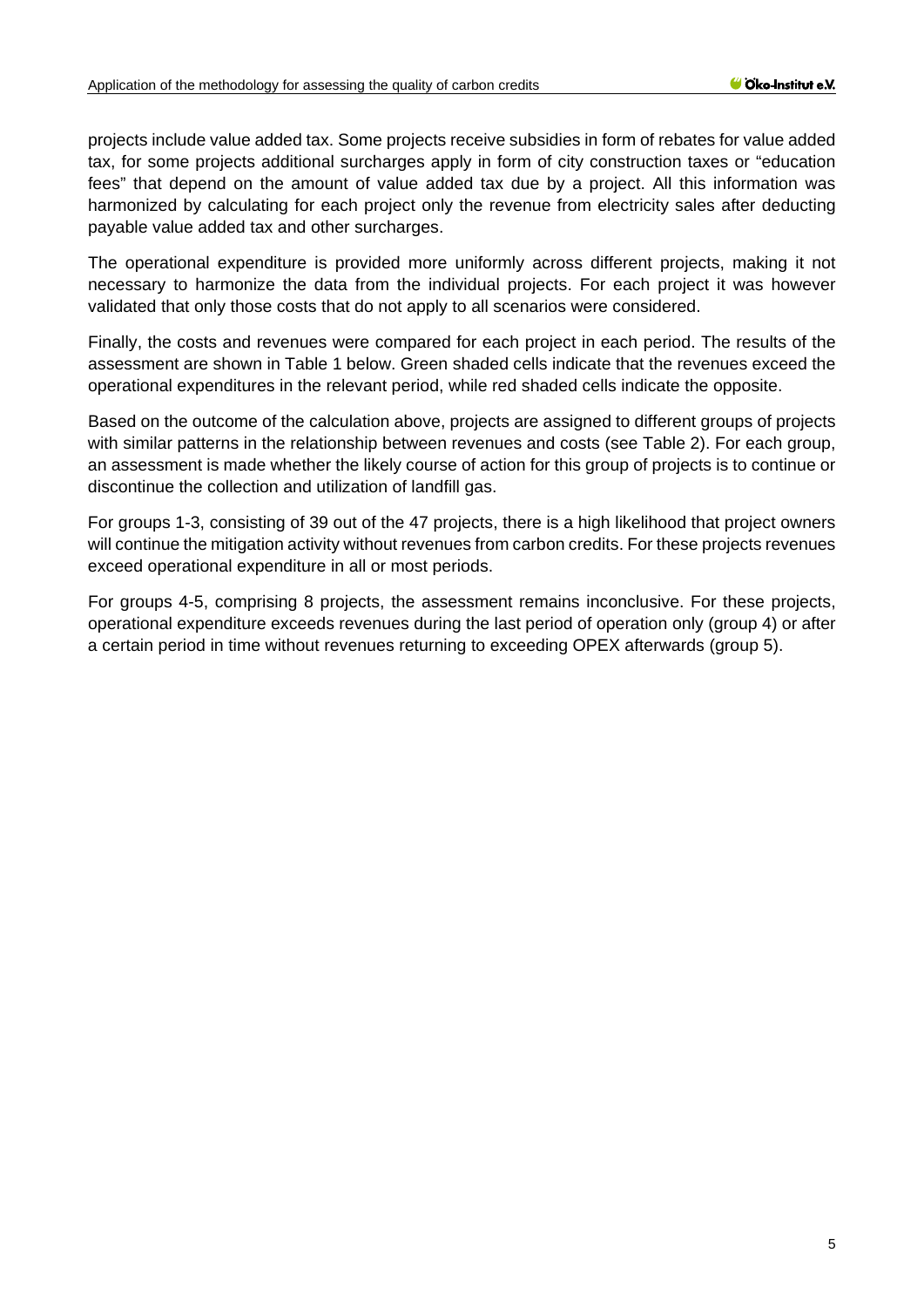projects include value added tax. Some projects receive subsidies in form of rebates for value added tax, for some projects additional surcharges apply in form of city construction taxes or "education fees" that depend on the amount of value added tax due by a project. All this information was harmonized by calculating for each project only the revenue from electricity sales after deducting payable value added tax and other surcharges.

The operational expenditure is provided more uniformly across different projects, making it not necessary to harmonize the data from the individual projects. For each project it was however validated that only those costs that do not apply to all scenarios were considered.

Finally, the costs and revenues were compared for each project in each period. The results of the assessment are shown in Table 1 below. Green shaded cells indicate that the revenues exceed the operational expenditures in the relevant period, while red shaded cells indicate the opposite.

Based on the outcome of the calculation above, projects are assigned to different groups of projects with similar patterns in the relationship between revenues and costs (see Table 2). For each group, an assessment is made whether the likely course of action for this group of projects is to continue or discontinue the collection and utilization of landfill gas.

For groups 1-3, consisting of 39 out of the 47 projects, there is a high likelihood that project owners will continue the mitigation activity without revenues from carbon credits. For these projects revenues exceed operational expenditure in all or most periods.

For groups 4-5, comprising 8 projects, the assessment remains inconclusive. For these projects, operational expenditure exceeds revenues during the last period of operation only (group 4) or after a certain period in time without revenues returning to exceeding OPEX afterwards (group 5).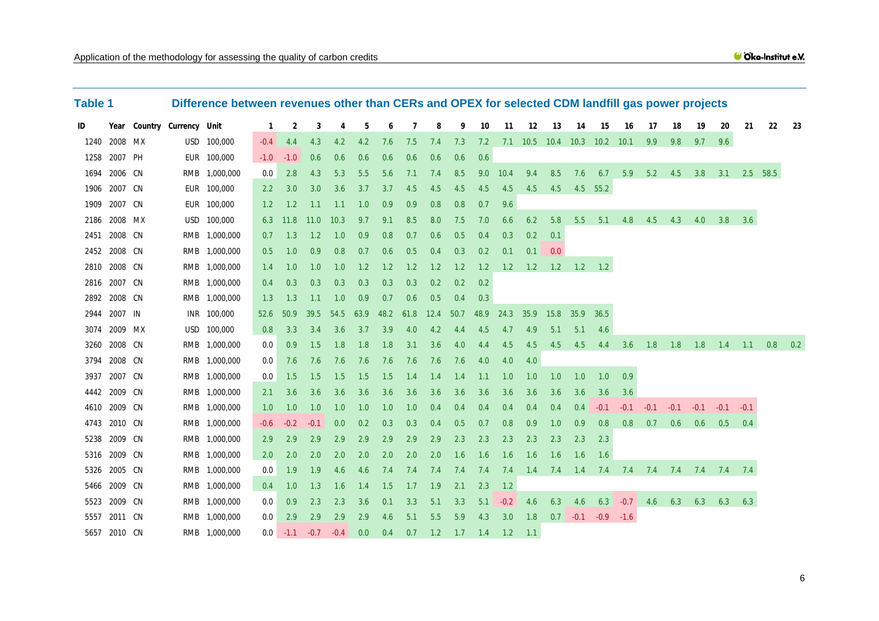## Table 1 Difference between revenues other than CERs and OPEX for selected CDM landfill gas power projects

| ID | Year | Country | Currency | Unit | 1 | 2 | 3 | 4 | 5 | 6 | 7 | 8 | 9 | 10 | 11 | 12 | 13 | 14 | 15 | 16 | 17 | 18 | 19 | 20 | 21 | 22 | 23 |
|---|---|---|---|---|---|---|---|---|---|---|---|---|---|---|---|---|---|---|---|---|---|---|---|---|---|---|---|
| 1240 | 2008 | MX | USD | 100,000 | -0.4 | 4.4 | 4.3 | 4.2 | 4.2 | 7.6 | 7.5 | 7.4 | 7.3 | 7.2 | 7.1 | 10.5 | 10.4 | 10.3 | 10.2 | 10.1 | 9.9 | 9.8 | 9.7 | 9.6 | | | |
| 1258 | 2007 | PH | EUR | 100,000 | -1.0 | -1.0 | 0.6 | 0.6 | 0.6 | 0.6 | 0.6 | 0.6 | 0.6 | 0.6 | | | | | | | | | | | | | |
| 1694 | 2006 | CN | RMB | 1,000,000 | 0.0 | 2.8 | 4.3 | 5.3 | 5.5 | 5.6 | 7.1 | 7.4 | 8.5 | 9.0 | 10.4 | 9.4 | 8.5 | 7.6 | 6.7 | 5.9 | 5.2 | 4.5 | 3.8 | 3.1 | 2.5 | 58.5 | |
| 1906 | 2007 | CN | EUR | 100,000 | 2.2 | 3.0 | 3.0 | 3.6 | 3.7 | 3.7 | 4.5 | 4.5 | 4.5 | 4.5 | 4.5 | 4.5 | 4.5 | 4.5 | 55.2 | | | | | | | | |
| 1909 | 2007 | CN | EUR | 100,000 | 1.2 | 1.2 | 1.1 | 1.1 | 1.0 | 0.9 | 0.9 | 0.8 | 0.8 | 0.7 | 9.6 | | | | | | | | | | | | |
| 2186 | 2008 | MX | USD | 100,000 | 6.3 | 11.8 | 11.0 | 10.3 | 9.7 | 9.1 | 8.5 | 8.0 | 7.5 | 7.0 | 6.6 | 6.2 | 5.8 | 5.5 | 5.1 | 4.8 | 4.5 | 4.3 | 4.0 | 3.8 | 3.6 | | |
| 2451 | 2008 | CN | RMB | 1,000,000 | 0.7 | 1.3 | 1.2 | 1.0 | 0.9 | 0.8 | 0.7 | 0.6 | 0.5 | 0.4 | 0.3 | 0.2 | 0.1 | | | | | | | | | | |
| 2452 | 2008 | CN | RMB | 1,000,000 | 0.5 | 1.0 | 0.9 | 0.8 | 0.7 | 0.6 | 0.5 | 0.4 | 0.3 | 0.2 | 0.1 | 0.1 | 0.0 | | | | | | | | | | |
| 2810 | 2008 | CN | RMB | 1,000,000 | 1.4 | 1.0 | 1.0 | 1.0 | 1.2 | 1.2 | 1.2 | 1.2 | 1.2 | 1.2 | 1.2 | 1.2 | 1.2 | 1.2 | 1.2 | | | | | | | | |
| 2816 | 2007 | CN | RMB | 1,000,000 | 0.4 | 0.3 | 0.3 | 0.3 | 0.3 | 0.3 | 0.3 | 0.2 | 0.2 | 0.2 | | | | | | | | | | | | | |
| 2892 | 2008 | CN | RMB | 1,000,000 | 1.3 | 1.3 | 1.1 | 1.0 | 0.9 | 0.7 | 0.6 | 0.5 | 0.4 | 0.3 | | | | | | | | | | | | | |
| 2944 | 2007 | IN | INR | 100,000 | 52.6 | 50.9 | 39.5 | 54.5 | 63.9 | 48.2 | 61.8 | 12.4 | 50.7 | 48.9 | 24.3 | 35.9 | 15.8 | 35.9 | 36.5 | | | | | | | | |
| 3074 | 2009 | MX | USD | 100,000 | 0.8 | 3.3 | 3.4 | 3.6 | 3.7 | 3.9 | 4.0 | 4.2 | 4.4 | 4.5 | 4.7 | 4.9 | 5.1 | 5.1 | 4.6 | | | | | | | | |
| 3260 | 2008 | CN | RMB | 1,000,000 | 0.0 | 0.9 | 1.5 | 1.8 | 1.8 | 1.8 | 3.1 | 3.6 | 4.0 | 4.4 | 4.5 | 4.5 | 4.5 | 4.5 | 4.4 | 3.6 | 1.8 | 1.8 | 1.8 | 1.4 | 1.1 | 0.8 | 0.2 |
| 3794 | 2008 | CN | RMB | 1,000,000 | 0.0 | 7.6 | 7.6 | 7.6 | 7.6 | 7.6 | 7.6 | 7.6 | 7.6 | 4.0 | 4.0 | 4.0 | | | | | | | | | | | |
| 3937 | 2007 | CN | RMB | 1,000,000 | 0.0 | 1.5 | 1.5 | 1.5 | 1.5 | 1.5 | 1.4 | 1.4 | 1.4 | 1.1 | 1.0 | 1.0 | 1.0 | 1.0 | 1.0 | 0.9 | | | | | | | |
| 4442 | 2009 | CN | RMB | 1,000,000 | 2.1 | 3.6 | 3.6 | 3.6 | 3.6 | 3.6 | 3.6 | 3.6 | 3.6 | 3.6 | 3.6 | 3.6 | 3.6 | 3.6 | 3.6 | 3.6 | | | | | | | |
| 4610 | 2009 | CN | RMB | 1,000,000 | 1.0 | 1.0 | 1.0 | 1.0 | 1.0 | 1.0 | 1.0 | 0.4 | 0.4 | 0.4 | 0.4 | 0.4 | 0.4 | 0.4 | -0.1 | -0.1 | -0.1 | -0.1 | -0.1 | -0.1 | -0.1 | | |
| 4743 | 2010 | CN | RMB | 1,000,000 | -0.6 | -0.2 | -0.1 | 0.0 | 0.2 | 0.3 | 0.3 | 0.4 | 0.5 | 0.7 | 0.8 | 0.9 | 1.0 | 0.9 | 0.8 | 0.8 | 0.7 | 0.6 | 0.6 | 0.5 | 0.4 | | |
| 5238 | 2009 | CN | RMB | 1,000,000 | 2.9 | 2.9 | 2.9 | 2.9 | 2.9 | 2.9 | 2.9 | 2.9 | 2.3 | 2.3 | 2.3 | 2.3 | 2.3 | 2.3 | 2.3 | | | | | | | | |
| 5316 | 2009 | CN | RMB | 1,000,000 | 2.0 | 2.0 | 2.0 | 2.0 | 2.0 | 2.0 | 2.0 | 2.0 | 1.6 | 1.6 | 1.6 | 1.6 | 1.6 | 1.6 | 1.6 | | | | | | | | |
| 5326 | 2005 | CN | RMB | 1,000,000 | 0.0 | 1.9 | 1.9 | 4.6 | 4.6 | 7.4 | 7.4 | 7.4 | 7.4 | 7.4 | 7.4 | 1.4 | 7.4 | 1.4 | 7.4 | 7.4 | 7.4 | 7.4 | 7.4 | 7.4 | 7.4 | | |
| 5466 | 2009 | CN | RMB | 1,000,000 | 0.4 | 1.0 | 1.3 | 1.6 | 1.4 | 1.5 | 1.7 | 1.9 | 2.1 | 2.3 | 1.2 | | | | | | | | | | | | |
| 5523 | 2009 | CN | RMB | 1,000,000 | 0.0 | 0.9 | 2.3 | 2.3 | 3.6 | 0.1 | 3.3 | 5.1 | 3.3 | 5.1 | -0.2 | 4.6 | 6.3 | 4.6 | 6.3 | -0.7 | 4.6 | 6.3 | 6.3 | 6.3 | 6.3 | | |
| 5557 | 2011 | CN | RMB | 1,000,000 | 0.0 | 2.9 | 2.9 | 2.9 | 2.9 | 4.6 | 5.1 | 5.5 | 5.9 | 4.3 | 3.0 | 1.8 | 0.7 | -0.1 | -0.9 | -1.6 | | | | | | | |
| 5657 | 2010 | CN | RMB | 1,000,000 | 0.0 | -1.1 | -0.7 | -0.4 | 0.0 | 0.4 | 0.7 | 1.2 | 1.7 | 1.4 | 1.2 | 1.1 | | | | | | | | | | | |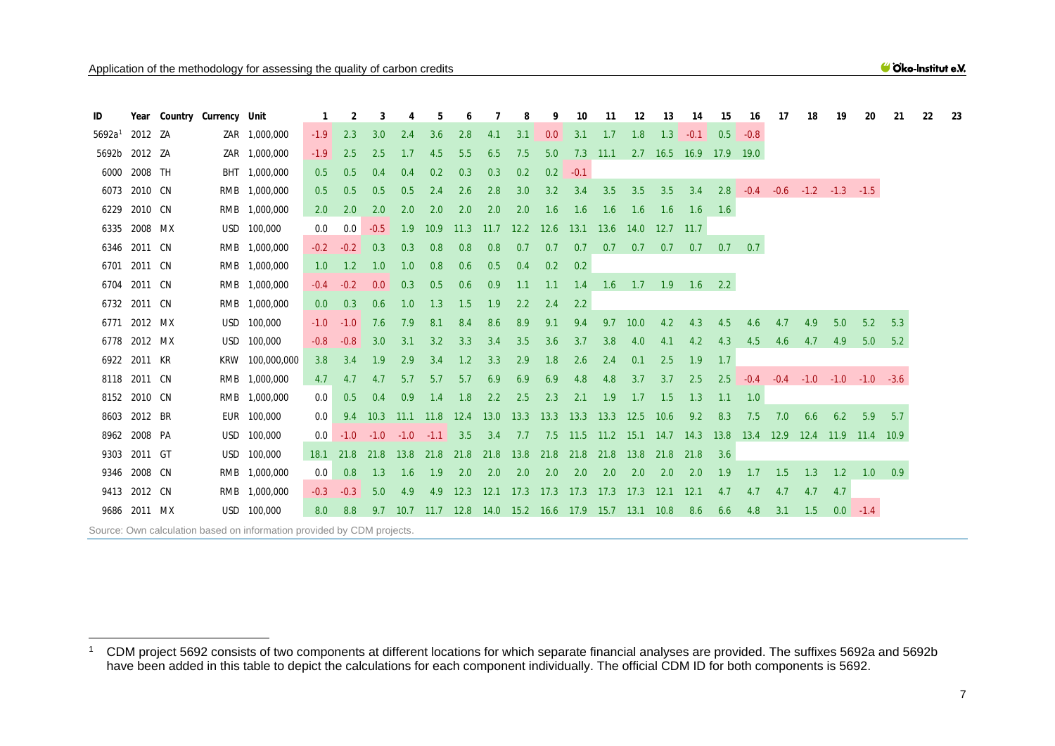| ID | Year | Country | Currency | Unit | 1 | 2 | 3 | 4 | 5 | 6 | 7 | 8 | 9 | 10 | 11 | 12 | 13 | 14 | 15 | 16 | 17 | 18 | 19 | 20 | 21 | 22 | 23 |
|---|---|---|---|---|---|---|---|---|---|---|---|---|---|---|---|---|---|---|---|---|---|---|---|---|---|---|---|
| 5692a[1] | 2012 | ZA | ZAR | 1,000,000 | -1.9 | 2.3 | 3.0 | 2.4 | 3.6 | 2.8 | 4.1 | 3.1 | 0.0 | 3.1 | 1.7 | 1.8 | 1.3 | -0.1 | 0.5 | -0.8 | | | | | | | |
| 5692b | 2012 | ZA | ZAR | 1,000,000 | -1.9 | 2.5 | 2.5 | 1.7 | 4.5 | 5.5 | 6.5 | 7.5 | 5.0 | 7.3 | 11.1 | 2.7 | 16.5 | 16.9 | 17.9 | 19.0 | | | | | | | |
| 6000 | 2008 | TH | BHT | 1,000,000 | 0.5 | 0.5 | 0.4 | 0.4 | 0.2 | 0.3 | 0.3 | 0.2 | 0.2 | -0.1 | | | | | | | | | | | | | |
| 6073 | 2010 | CN | RMB | 1,000,000 | 0.5 | 0.5 | 0.5 | 0.5 | 2.4 | 2.6 | 2.8 | 3.0 | 3.2 | 3.4 | 3.5 | 3.5 | 3.5 | 3.4 | 2.8 | -0.4 | -0.6 | -1.2 | -1.3 | -1.5 | | | |
| 6229 | 2010 | CN | RMB | 1,000,000 | 2.0 | 2.0 | 2.0 | 2.0 | 2.0 | 2.0 | 2.0 | 2.0 | 1.6 | 1.6 | 1.6 | 1.6 | 1.6 | 1.6 | 1.6 | | | | | | | | |
| 6335 | 2008 | MX | USD | 100,000 | 0.0 | 0.0 | -0.5 | 1.9 | 10.9 | 11.3 | 11.7 | 12.2 | 12.6 | 13.1 | 13.6 | 14.0 | 12.7 | 11.7 | | | | | | | | | |
| 6346 | 2011 | CN | RMB | 1,000,000 | -0.2 | -0.2 | 0.3 | 0.3 | 0.8 | 0.8 | 0.8 | 0.7 | 0.7 | 0.7 | 0.7 | 0.7 | 0.7 | 0.7 | 0.7 | 0.7 | | | | | | | |
| 6701 | 2011 | CN | RMB | 1,000,000 | 1.0 | 1.2 | 1.0 | 1.0 | 0.8 | 0.6 | 0.5 | 0.4 | 0.2 | 0.2 | | | | | | | | | | | | | |
| 6704 | 2011 | CN | RMB | 1,000,000 | -0.4 | -0.2 | 0.0 | 0.3 | 0.5 | 0.6 | 0.9 | 1.1 | 1.1 | 1.4 | 1.6 | 1.7 | 1.9 | 1.6 | 2.2 | | | | | | | | |
| 6732 | 2011 | CN | RMB | 1,000,000 | 0.0 | 0.3 | 0.6 | 1.0 | 1.3 | 1.5 | 1.9 | 2.2 | 2.4 | 2.2 | | | | | | | | | | | | | |
| 6771 | 2012 | MX | USD | 100,000 | -1.0 | -1.0 | 7.6 | 7.9 | 8.1 | 8.4 | 8.6 | 8.9 | 9.1 | 9.4 | 9.7 | 10.0 | 4.2 | 4.3 | 4.5 | 4.6 | 4.7 | 4.9 | 5.0 | 5.2 | 5.3 | | |
| 6778 | 2012 | MX | USD | 100,000 | -0.8 | -0.8 | 3.0 | 3.1 | 3.2 | 3.3 | 3.4 | 3.5 | 3.6 | 3.7 | 3.8 | 4.0 | 4.1 | 4.2 | 4.3 | 4.5 | 4.6 | 4.7 | 4.9 | 5.0 | 5.2 | | |
| 6922 | 2011 | KR | KRW | 100,000,000 | 3.8 | 3.4 | 1.9 | 2.9 | 3.4 | 1.2 | 3.3 | 2.9 | 1.8 | 2.6 | 2.4 | 0.1 | 2.5 | 1.9 | 1.7 | | | | | | | | |
| 8118 | 2011 | CN | RMB | 1,000,000 | 4.7 | 4.7 | 4.7 | 5.7 | 5.7 | 5.7 | 6.9 | 6.9 | 6.9 | 4.8 | 4.8 | 3.7 | 3.7 | 2.5 | 2.5 | -0.4 | -0.4 | -1.0 | -1.0 | -1.0 | -3.6 | | |
| 8152 | 2010 | CN | RMB | 1,000,000 | 0.0 | 0.5 | 0.4 | 0.9 | 1.4 | 1.8 | 2.2 | 2.5 | 2.3 | 2.1 | 1.9 | 1.7 | 1.5 | 1.3 | 1.1 | 1.0 | | | | | | | |
| 8603 | 2012 | BR | EUR | 100,000 | 0.0 | 9.4 | 10.3 | 11.1 | 11.8 | 12.4 | 13.0 | 13.3 | 13.3 | 13.3 | 13.3 | 12.5 | 10.6 | 9.2 | 8.3 | 7.5 | 7.0 | 6.6 | 6.2 | 5.9 | 5.7 | | |
| 8962 | 2008 | PA | USD | 100,000 | 0.0 | -1.0 | -1.0 | -1.0 | -1.1 | 3.5 | 3.4 | 7.7 | 7.5 | 11.5 | 11.2 | 15.1 | 14.7 | 14.3 | 13.8 | 13.4 | 12.9 | 12.4 | 11.9 | 11.4 | 10.9 | | |
| 9303 | 2011 | GT | USD | 100,000 | 18.1 | 21.8 | 21.8 | 13.8 | 21.8 | 21.8 | 21.8 | 13.8 | 21.8 | 21.8 | 21.8 | 13.8 | 21.8 | 21.8 | 3.6 | | | | | | | | |
| 9346 | 2008 | CN | RMB | 1,000,000 | 0.0 | 0.8 | 1.3 | 1.6 | 1.9 | 2.0 | 2.0 | 2.0 | 2.0 | 2.0 | 2.0 | 2.0 | 2.0 | 2.0 | 1.9 | 1.7 | 1.5 | 1.3 | 1.2 | 1.0 | 0.9 | | |
| 9413 | 2012 | CN | RMB | 1,000,000 | -0.3 | -0.3 | 5.0 | 4.9 | 4.9 | 12.3 | 12.1 | 17.3 | 17.3 | 17.3 | 17.3 | 17.3 | 12.1 | 12.1 | 4.7 | 4.7 | 4.7 | 4.7 | 4.7 | | | | |
| 9686 | 2011 | MX | USD | 100,000 | 8.0 | 8.8 | 9.7 | 10.7 | 11.7 | 12.8 | 14.0 | 15.2 | 16.6 | 17.9 | 15.7 | 13.1 | 10.8 | 8.6 | 6.6 | 4.8 | 3.1 | 1.5 | 0.0 | -1.4 | | | |

Source: Own calculation based on information provided by CDM projects.

[1] CDM project 5692 consists of two components at different locations for which separate financial analyses are provided. The suffixes 5692a and 5692b have been added in this table to depict the calculations for each component individually. The official CDM ID for both components is 5692.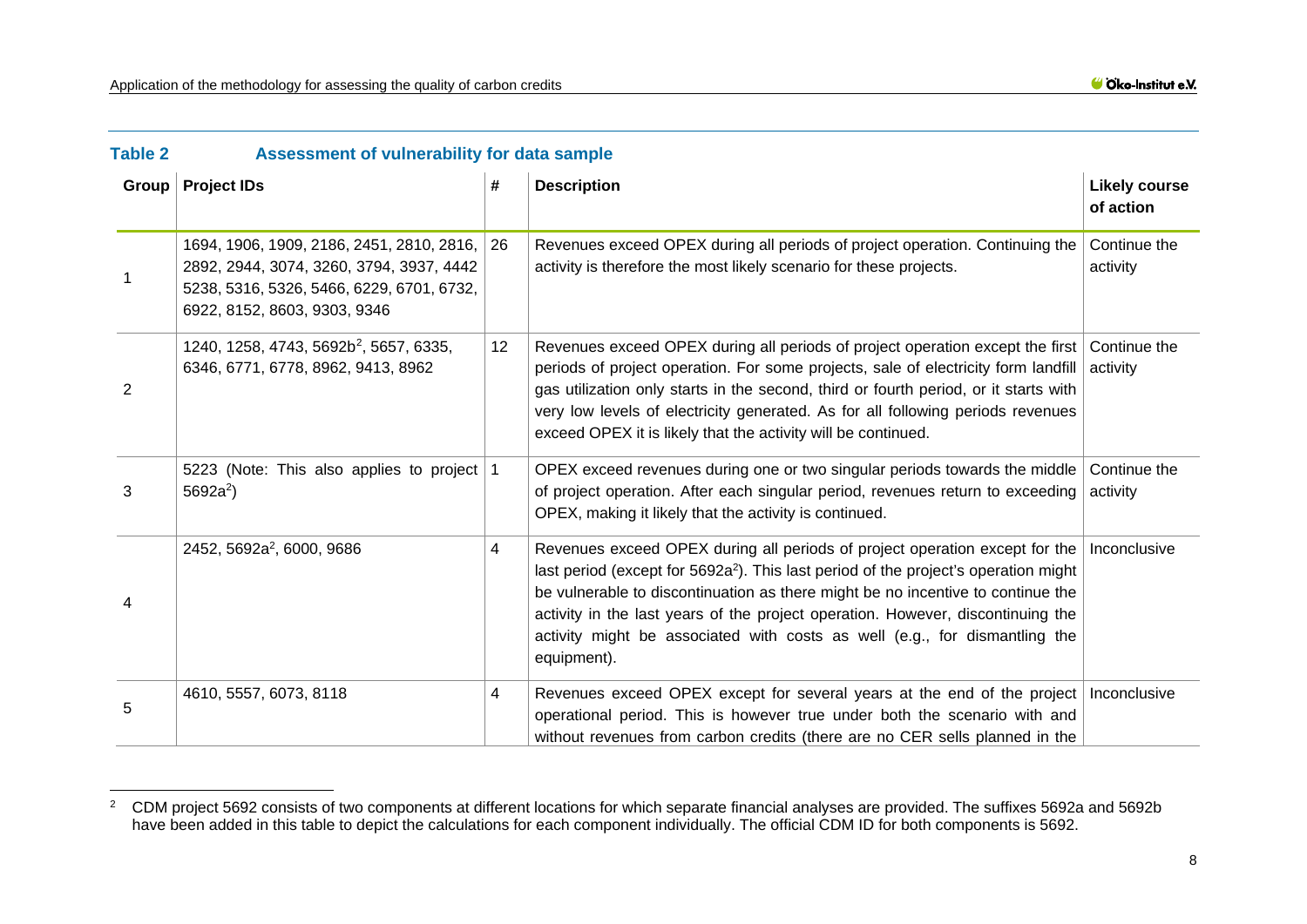**Table 2 Assessment of vulnerability for data sample**

| Group | Project IDs | # | Description | Likely course of action |
|---|---|---|---|---|
| 1 | 1694, 1906, 1909, 2186, 2451, 2810, 2816, 2892, 2944, 3074, 3260, 3794, 3937, 4442 5238, 5316, 5326, 5466, 6229, 6701, 6732, 6922, 8152, 8603, 9303, 9346 | 26 | Revenues exceed OPEX during all periods of project operation. Continuing the activity is therefore the most likely scenario for these projects. | Continue the activity |
| 2 | 1240, 1258, 4743, 5692b[2], 5657, 6335, 6346, 6771, 6778, 8962, 9413, 8962 | 12 | Revenues exceed OPEX during all periods of project operation except the first periods of project operation. For some projects, sale of electricity form landfill gas utilization only starts in the second, third or fourth period, or it starts with very low levels of electricity generated. As for all following periods revenues exceed OPEX it is likely that the activity will be continued. | Continue the activity |
| 3 | 5223 (Note: This also applies to project 5692a[2]) | 1 | OPEX exceed revenues during one or two singular periods towards the middle of project operation. After each singular period, revenues return to exceeding OPEX, making it likely that the activity is continued. | Continue the activity |
| 4 | 2452, 5692a[2], 6000, 9686 | 4 | Revenues exceed OPEX during all periods of project operation except for the last period (except for 5692a[2]). This last period of the project's operation might be vulnerable to discontinuation as there might be no incentive to continue the activity in the last years of the project operation. However, discontinuing the activity might be associated with costs as well (e.g., for dismantling the equipment). | Inconclusive |
| 5 | 4610, 5557, 6073, 8118 | 4 | Revenues exceed OPEX except for several years at the end of the project operational period. This is however true under both the scenario with and without revenues from carbon credits (there are no CER sells planned in the | Inconclusive |

[2] CDM project 5692 consists of two components at different locations for which separate financial analyses are provided. The suffixes 5692a and 5692b have been added in this table to depict the calculations for each component individually. The official CDM ID for both components is 5692.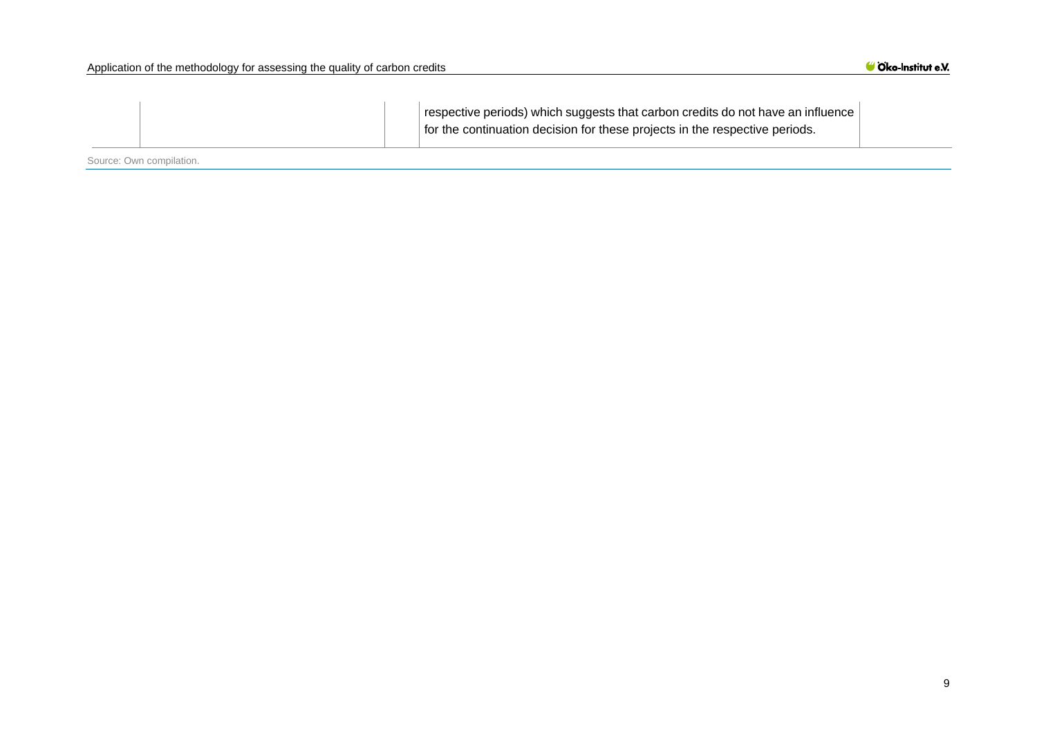| | | | | |
|---|---|---|---|---|
| | | | respective periods) which suggests that carbon credits do not have an influence for the continuation decision for these projects in the respective periods. | |

Source: Own compilation.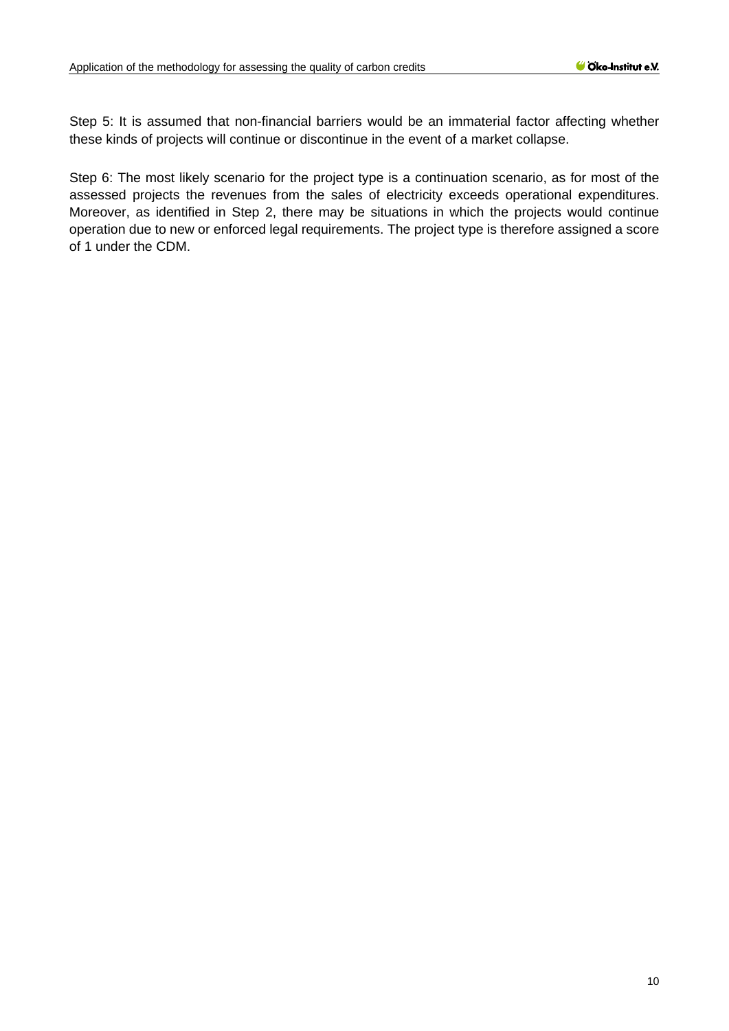Step 5: It is assumed that non-financial barriers would be an immaterial factor affecting whether these kinds of projects will continue or discontinue in the event of a market collapse.

Step 6: The most likely scenario for the project type is a continuation scenario, as for most of the assessed projects the revenues from the sales of electricity exceeds operational expenditures. Moreover, as identified in Step 2, there may be situations in which the projects would continue operation due to new or enforced legal requirements. The project type is therefore assigned a score of 1 under the CDM.